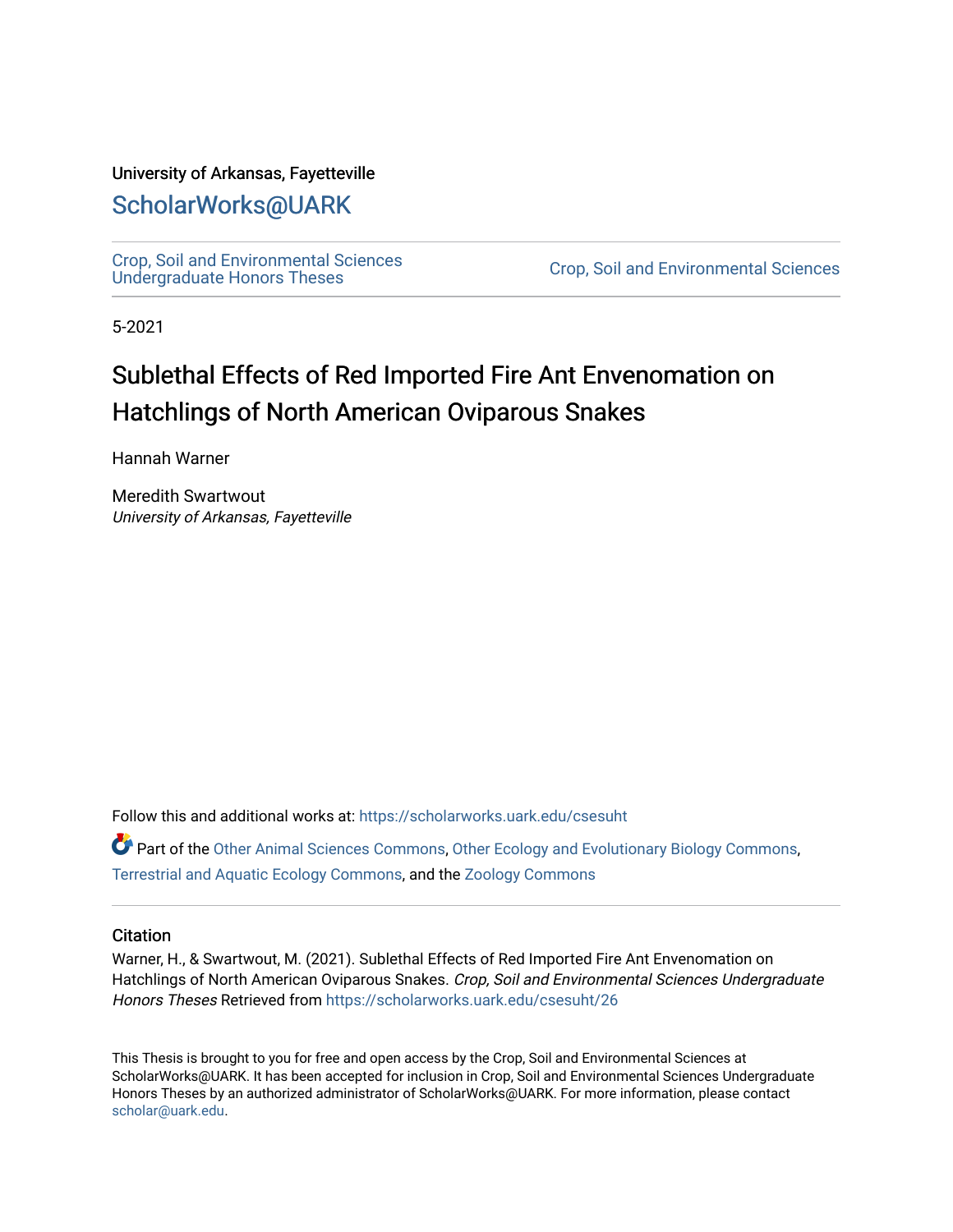University of Arkansas, Fayetteville

ScholarWorks@UARK

Crop, Soil and Environmental Sciences Undergraduate Honors Theses

Crop, Soil and Environmental Sciences

5-2021

# Sublethal Effects of Red Imported Fire Ant Envenomation on Hatchlings of North American Oviparous Snakes

Hannah Warner

Meredith Swartwout
*University of Arkansas, Fayetteville*

Follow this and additional works at: https://scholarworks.uark.edu/csesuht

Part of the Other Animal Sciences Commons, Other Ecology and Evolutionary Biology Commons, Terrestrial and Aquatic Ecology Commons, and the Zoology Commons

## Citation

Warner, H., & Swartwout, M. (2021). Sublethal Effects of Red Imported Fire Ant Envenomation on Hatchlings of North American Oviparous Snakes. *Crop, Soil and Environmental Sciences Undergraduate Honors Theses* Retrieved from https://scholarworks.uark.edu/csesuht/26

This Thesis is brought to you for free and open access by the Crop, Soil and Environmental Sciences at ScholarWorks@UARK. It has been accepted for inclusion in Crop, Soil and Environmental Sciences Undergraduate Honors Theses by an authorized administrator of ScholarWorks@UARK. For more information, please contact scholar@uark.edu.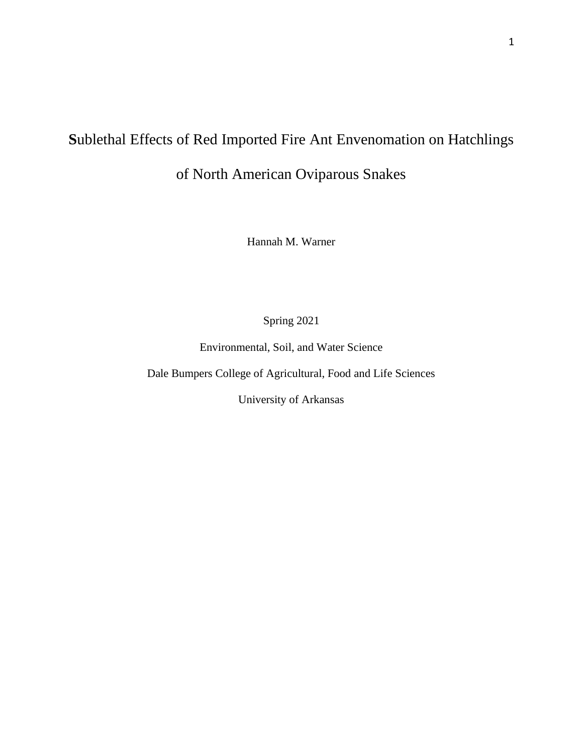# **S**ublethal Effects of Red Imported Fire Ant Envenomation on Hatchlings of North American Oviparous Snakes

Hannah M. Warner

Spring 2021

Environmental, Soil, and Water Science

Dale Bumpers College of Agricultural, Food and Life Sciences

University of Arkansas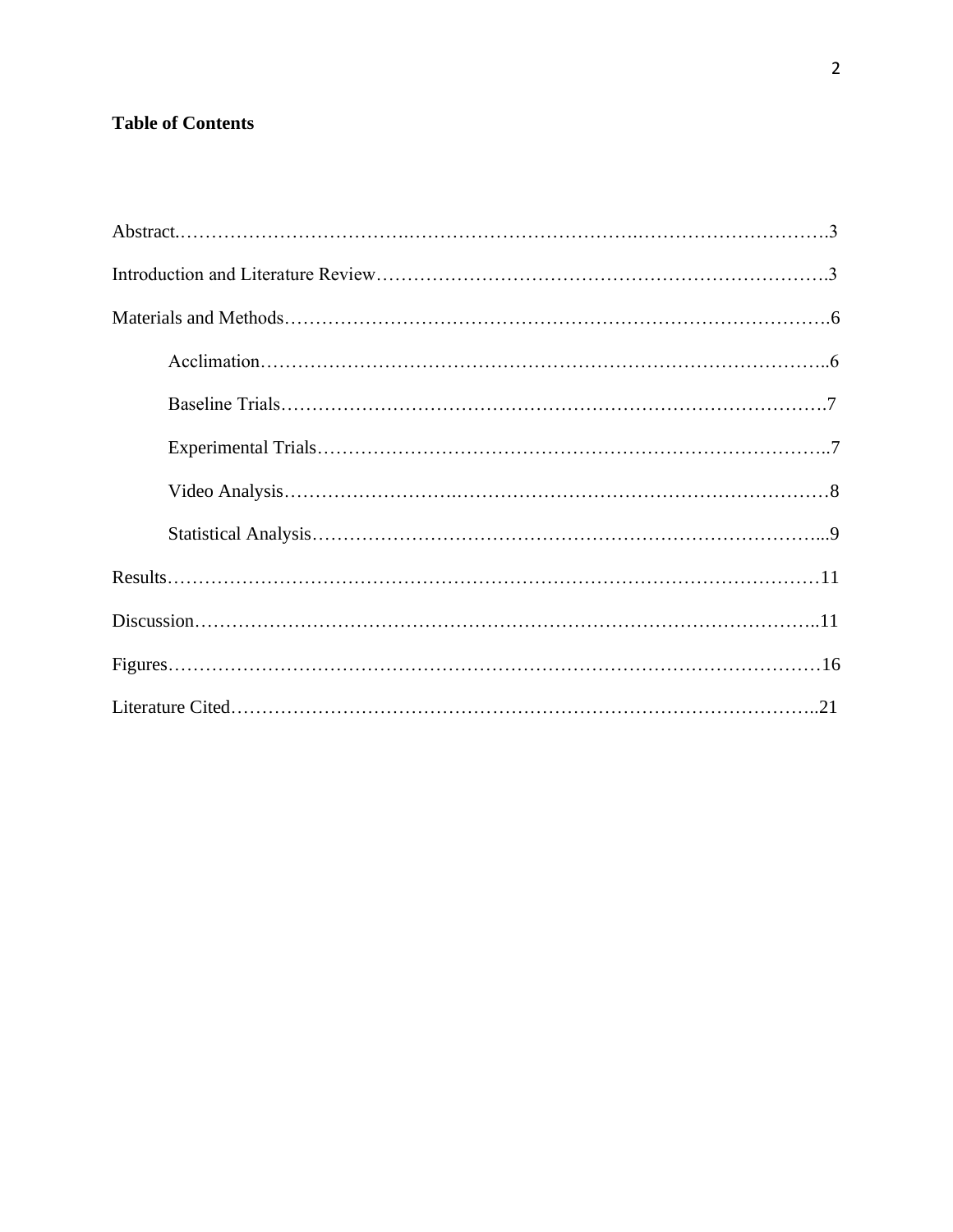**Table of Contents**

Abstract……………………………………………………………………………………………….3

Introduction and Literature Review……………………………………………………………….3

Materials and Methods……………………………………………………………………………….6

  Acclimation……………………………………………………………………………..6

  Baseline Trials………………………………………………………………………….7

  Experimental Trials……………………………………………………………………..7

  Video Analysis…………………………………………………………………………8

  Statistical Analysis……………………………………………………………………...9

Results………………………………………………………………………………………………11

Discussion…………………………………………………………………………………………..11

Figures………………………………………………………………………………………………16

Literature Cited……………………………………………………………………………………..21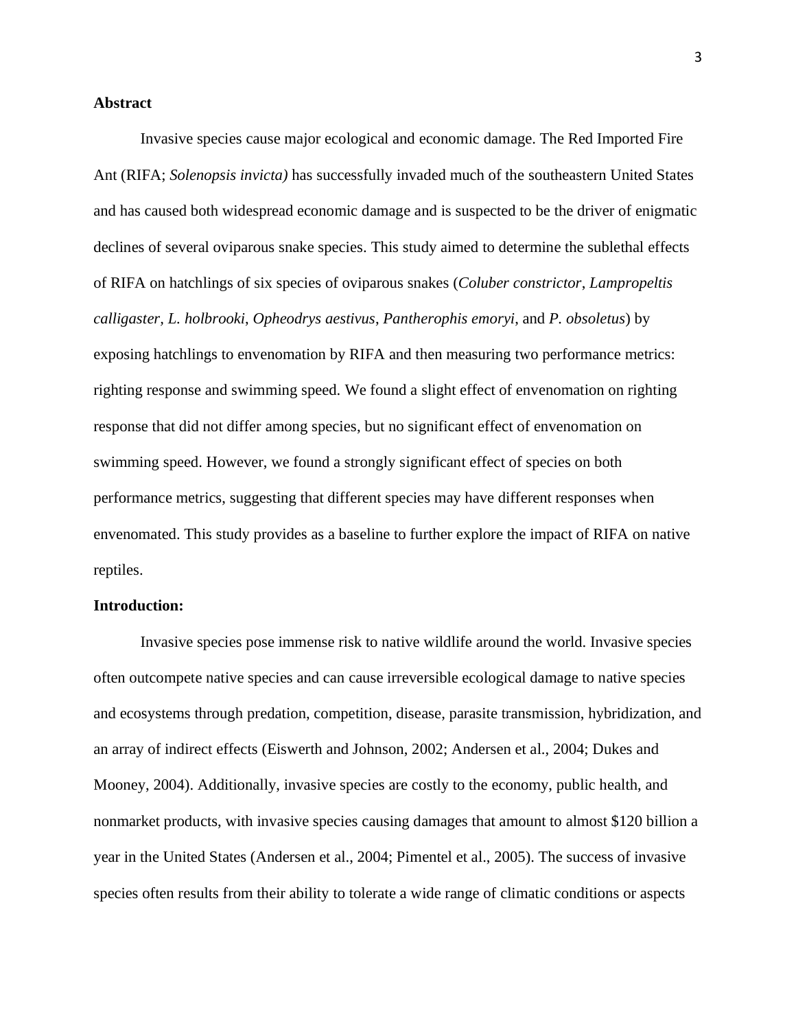**Abstract**

Invasive species cause major ecological and economic damage. The Red Imported Fire Ant (RIFA; *Solenopsis invicta)* has successfully invaded much of the southeastern United States and has caused both widespread economic damage and is suspected to be the driver of enigmatic declines of several oviparous snake species. This study aimed to determine the sublethal effects of RIFA on hatchlings of six species of oviparous snakes (*Coluber constrictor*, *Lampropeltis calligaster, L. holbrooki*, *Opheodrys aestivus*, *Pantherophis emoryi*, and *P. obsoletus*) by exposing hatchlings to envenomation by RIFA and then measuring two performance metrics: righting response and swimming speed. We found a slight effect of envenomation on righting response that did not differ among species, but no significant effect of envenomation on swimming speed. However, we found a strongly significant effect of species on both performance metrics, suggesting that different species may have different responses when envenomated. This study provides as a baseline to further explore the impact of RIFA on native reptiles.

**Introduction:**

Invasive species pose immense risk to native wildlife around the world. Invasive species often outcompete native species and can cause irreversible ecological damage to native species and ecosystems through predation, competition, disease, parasite transmission, hybridization, and an array of indirect effects (Eiswerth and Johnson, 2002; Andersen et al., 2004; Dukes and Mooney, 2004). Additionally, invasive species are costly to the economy, public health, and nonmarket products, with invasive species causing damages that amount to almost $120 billion a year in the United States (Andersen et al., 2004; Pimentel et al., 2005). The success of invasive species often results from their ability to tolerate a wide range of climatic conditions or aspects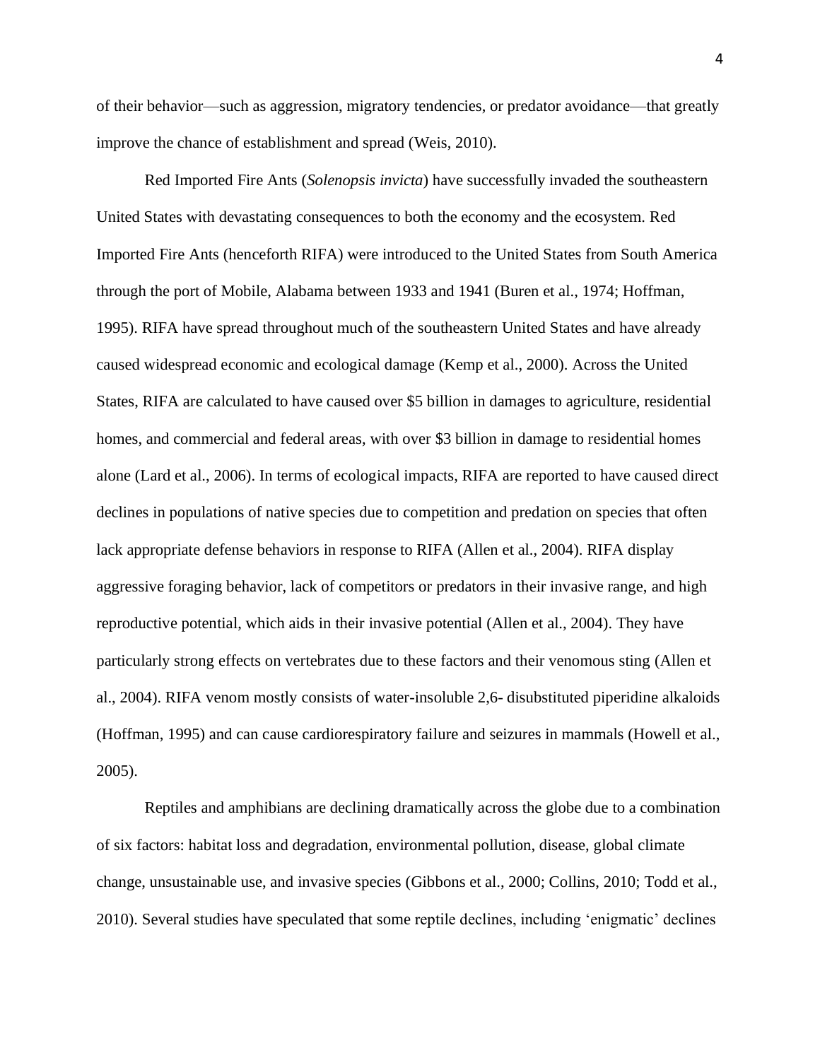of their behavior—such as aggression, migratory tendencies, or predator avoidance—that greatly improve the chance of establishment and spread (Weis, 2010).

Red Imported Fire Ants (*Solenopsis invicta*) have successfully invaded the southeastern United States with devastating consequences to both the economy and the ecosystem. Red Imported Fire Ants (henceforth RIFA) were introduced to the United States from South America through the port of Mobile, Alabama between 1933 and 1941 (Buren et al., 1974; Hoffman, 1995). RIFA have spread throughout much of the southeastern United States and have already caused widespread economic and ecological damage (Kemp et al., 2000). Across the United States, RIFA are calculated to have caused over $5 billion in damages to agriculture, residential homes, and commercial and federal areas, with over $3 billion in damage to residential homes alone (Lard et al., 2006). In terms of ecological impacts, RIFA are reported to have caused direct declines in populations of native species due to competition and predation on species that often lack appropriate defense behaviors in response to RIFA (Allen et al., 2004). RIFA display aggressive foraging behavior, lack of competitors or predators in their invasive range, and high reproductive potential, which aids in their invasive potential (Allen et al., 2004). They have particularly strong effects on vertebrates due to these factors and their venomous sting (Allen et al., 2004). RIFA venom mostly consists of water-insoluble 2,6- disubstituted piperidine alkaloids (Hoffman, 1995) and can cause cardiorespiratory failure and seizures in mammals (Howell et al., 2005).

Reptiles and amphibians are declining dramatically across the globe due to a combination of six factors: habitat loss and degradation, environmental pollution, disease, global climate change, unsustainable use, and invasive species (Gibbons et al., 2000; Collins, 2010; Todd et al., 2010). Several studies have speculated that some reptile declines, including 'enigmatic' declines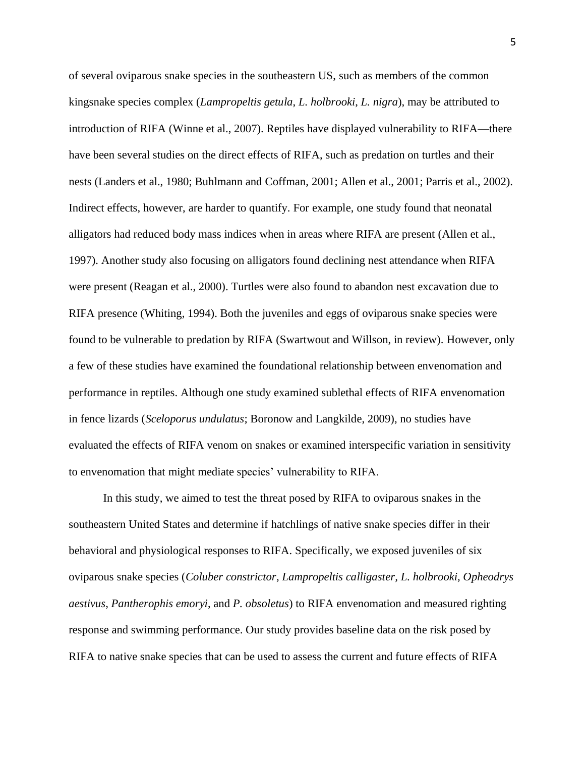of several oviparous snake species in the southeastern US, such as members of the common kingsnake species complex (*Lampropeltis getula, L. holbrooki, L. nigra*), may be attributed to introduction of RIFA (Winne et al., 2007). Reptiles have displayed vulnerability to RIFA—there have been several studies on the direct effects of RIFA, such as predation on turtles and their nests (Landers et al., 1980; Buhlmann and Coffman, 2001; Allen et al., 2001; Parris et al., 2002). Indirect effects, however, are harder to quantify. For example, one study found that neonatal alligators had reduced body mass indices when in areas where RIFA are present (Allen et al., 1997). Another study also focusing on alligators found declining nest attendance when RIFA were present (Reagan et al., 2000). Turtles were also found to abandon nest excavation due to RIFA presence (Whiting, 1994). Both the juveniles and eggs of oviparous snake species were found to be vulnerable to predation by RIFA (Swartwout and Willson, in review). However, only a few of these studies have examined the foundational relationship between envenomation and performance in reptiles. Although one study examined sublethal effects of RIFA envenomation in fence lizards (*Sceloporus undulatus*; Boronow and Langkilde, 2009), no studies have evaluated the effects of RIFA venom on snakes or examined interspecific variation in sensitivity to envenomation that might mediate species' vulnerability to RIFA.

In this study, we aimed to test the threat posed by RIFA to oviparous snakes in the southeastern United States and determine if hatchlings of native snake species differ in their behavioral and physiological responses to RIFA. Specifically, we exposed juveniles of six oviparous snake species (*Coluber constrictor*, *Lampropeltis calligaster*, *L. holbrooki*, *Opheodrys aestivus*, *Pantherophis emoryi*, and *P. obsoletus*) to RIFA envenomation and measured righting response and swimming performance. Our study provides baseline data on the risk posed by RIFA to native snake species that can be used to assess the current and future effects of RIFA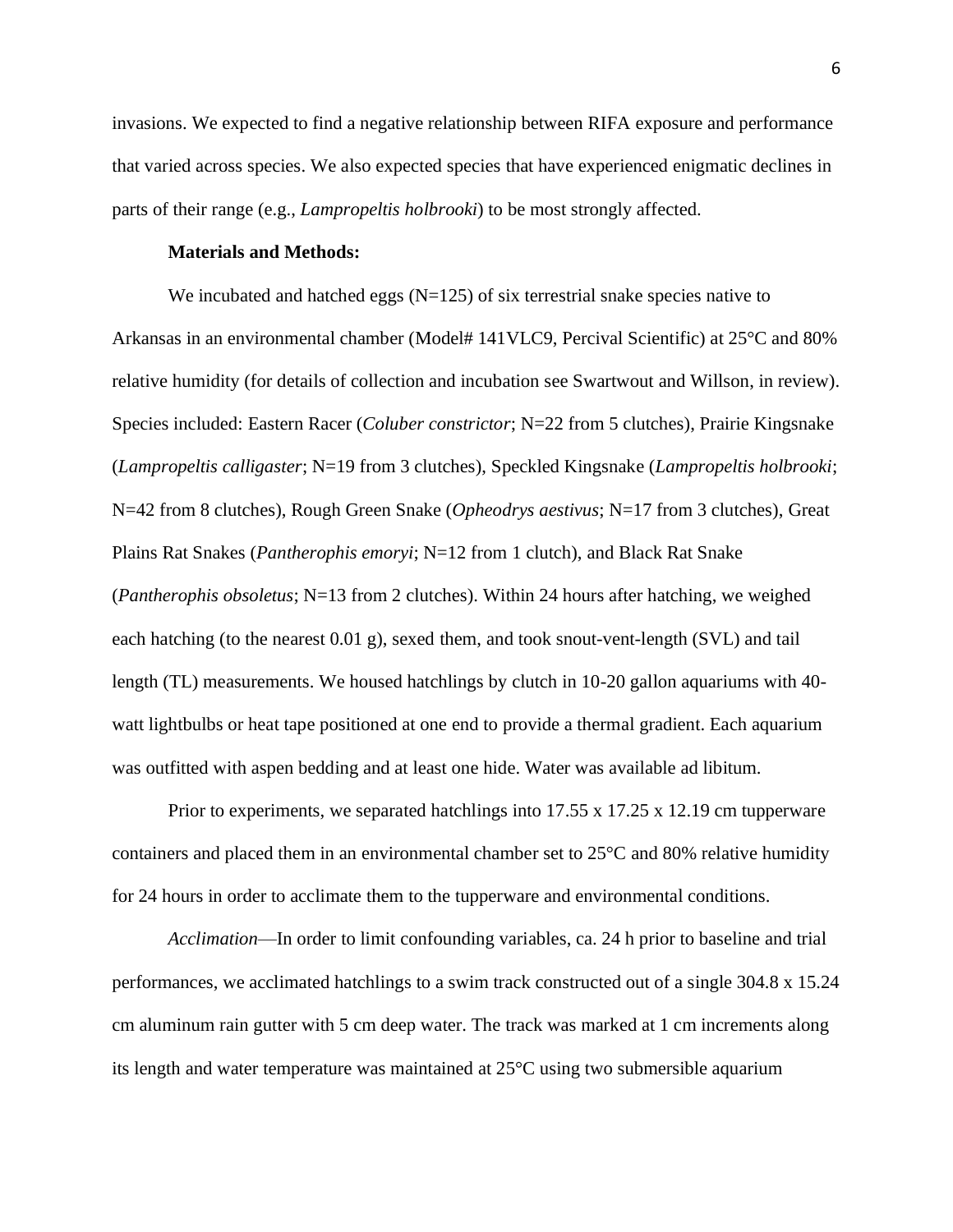invasions. We expected to find a negative relationship between RIFA exposure and performance that varied across species. We also expected species that have experienced enigmatic declines in parts of their range (e.g., *Lampropeltis holbrooki*) to be most strongly affected.

**Materials and Methods:**

We incubated and hatched eggs (N=125) of six terrestrial snake species native to Arkansas in an environmental chamber (Model# 141VLC9, Percival Scientific) at 25°C and 80% relative humidity (for details of collection and incubation see Swartwout and Willson, in review). Species included: Eastern Racer (*Coluber constrictor*; N=22 from 5 clutches), Prairie Kingsnake (*Lampropeltis calligaster*; N=19 from 3 clutches), Speckled Kingsnake (*Lampropeltis holbrooki*; N=42 from 8 clutches), Rough Green Snake (*Opheodrys aestivus*; N=17 from 3 clutches), Great Plains Rat Snakes (*Pantherophis emoryi*; N=12 from 1 clutch), and Black Rat Snake (*Pantherophis obsoletus*; N=13 from 2 clutches). Within 24 hours after hatching, we weighed each hatching (to the nearest 0.01 g), sexed them, and took snout-vent-length (SVL) and tail length (TL) measurements. We housed hatchlings by clutch in 10-20 gallon aquariums with 40-watt lightbulbs or heat tape positioned at one end to provide a thermal gradient. Each aquarium was outfitted with aspen bedding and at least one hide. Water was available ad libitum.

Prior to experiments, we separated hatchlings into 17.55 x 17.25 x 12.19 cm tupperware containers and placed them in an environmental chamber set to 25°C and 80% relative humidity for 24 hours in order to acclimate them to the tupperware and environmental conditions.

*Acclimation*—In order to limit confounding variables, ca. 24 h prior to baseline and trial performances, we acclimated hatchlings to a swim track constructed out of a single 304.8 x 15.24 cm aluminum rain gutter with 5 cm deep water. The track was marked at 1 cm increments along its length and water temperature was maintained at 25°C using two submersible aquarium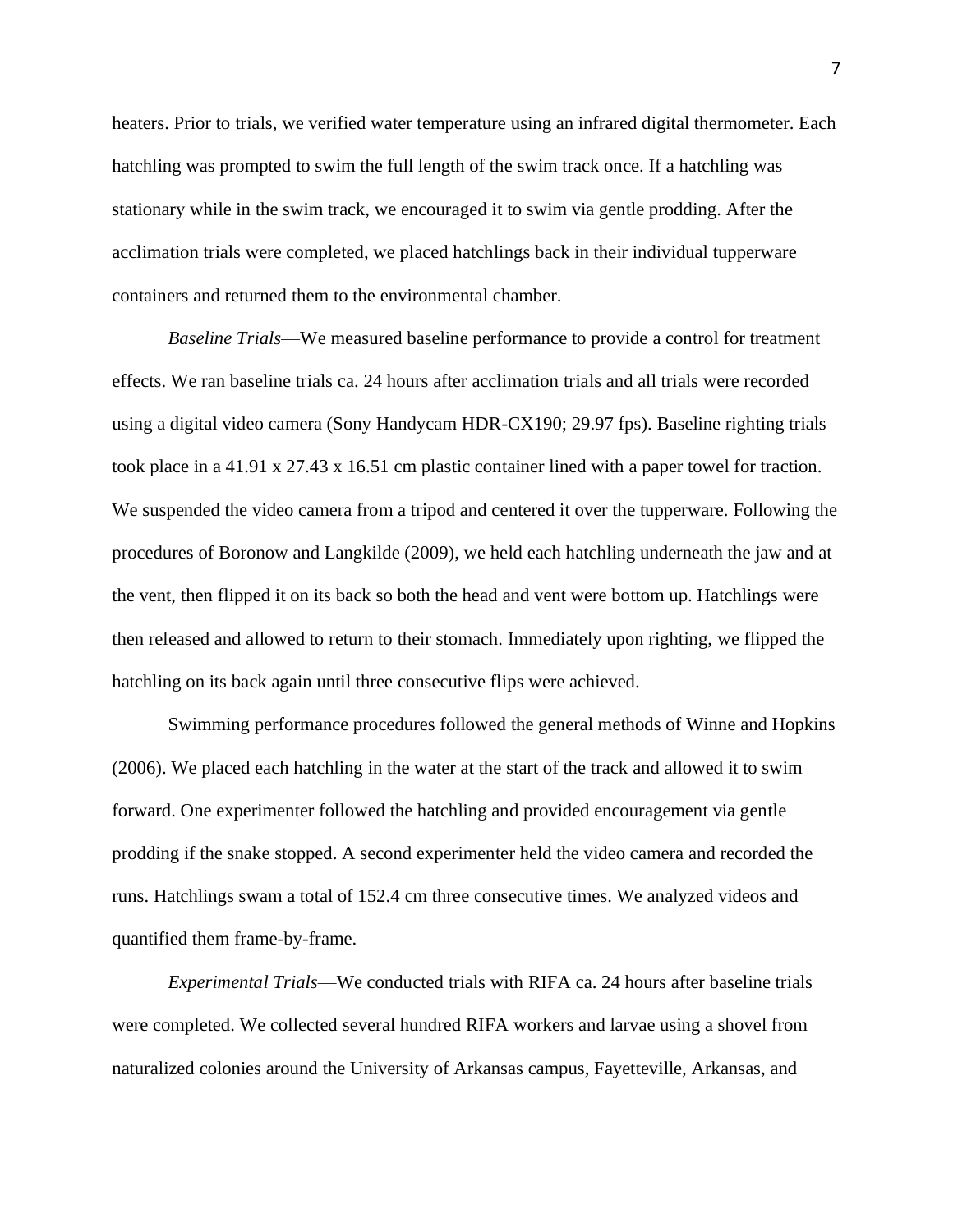heaters. Prior to trials, we verified water temperature using an infrared digital thermometer. Each hatchling was prompted to swim the full length of the swim track once. If a hatchling was stationary while in the swim track, we encouraged it to swim via gentle prodding. After the acclimation trials were completed, we placed hatchlings back in their individual tupperware containers and returned them to the environmental chamber.

*Baseline Trials*—We measured baseline performance to provide a control for treatment effects. We ran baseline trials ca. 24 hours after acclimation trials and all trials were recorded using a digital video camera (Sony Handycam HDR-CX190; 29.97 fps). Baseline righting trials took place in a 41.91 x 27.43 x 16.51 cm plastic container lined with a paper towel for traction. We suspended the video camera from a tripod and centered it over the tupperware. Following the procedures of Boronow and Langkilde (2009), we held each hatchling underneath the jaw and at the vent, then flipped it on its back so both the head and vent were bottom up. Hatchlings were then released and allowed to return to their stomach. Immediately upon righting, we flipped the hatchling on its back again until three consecutive flips were achieved.

Swimming performance procedures followed the general methods of Winne and Hopkins (2006). We placed each hatchling in the water at the start of the track and allowed it to swim forward. One experimenter followed the hatchling and provided encouragement via gentle prodding if the snake stopped. A second experimenter held the video camera and recorded the runs. Hatchlings swam a total of 152.4 cm three consecutive times. We analyzed videos and quantified them frame-by-frame.

*Experimental Trials*—We conducted trials with RIFA ca. 24 hours after baseline trials were completed. We collected several hundred RIFA workers and larvae using a shovel from naturalized colonies around the University of Arkansas campus, Fayetteville, Arkansas, and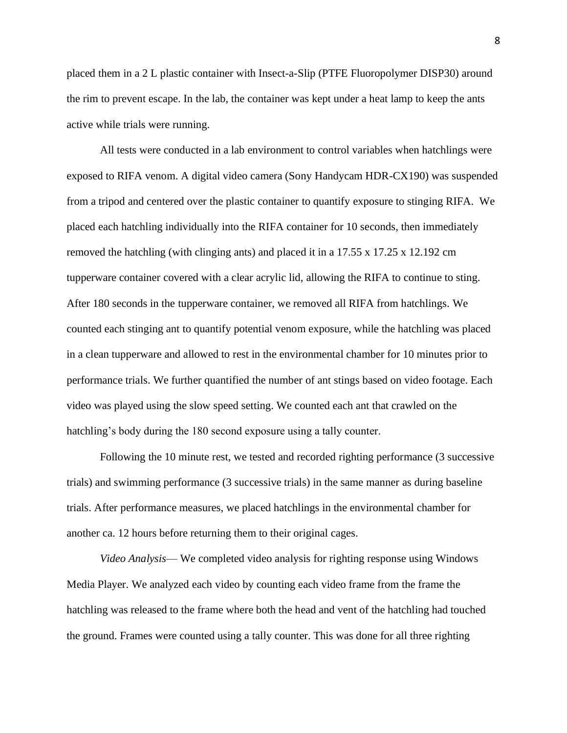placed them in a 2 L plastic container with Insect-a-Slip (PTFE Fluoropolymer DISP30) around the rim to prevent escape. In the lab, the container was kept under a heat lamp to keep the ants active while trials were running.

All tests were conducted in a lab environment to control variables when hatchlings were exposed to RIFA venom. A digital video camera (Sony Handycam HDR-CX190) was suspended from a tripod and centered over the plastic container to quantify exposure to stinging RIFA. We placed each hatchling individually into the RIFA container for 10 seconds, then immediately removed the hatchling (with clinging ants) and placed it in a 17.55 x 17.25 x 12.192 cm tupperware container covered with a clear acrylic lid, allowing the RIFA to continue to sting. After 180 seconds in the tupperware container, we removed all RIFA from hatchlings. We counted each stinging ant to quantify potential venom exposure, while the hatchling was placed in a clean tupperware and allowed to rest in the environmental chamber for 10 minutes prior to performance trials. We further quantified the number of ant stings based on video footage. Each video was played using the slow speed setting. We counted each ant that crawled on the hatchling's body during the 180 second exposure using a tally counter.

Following the 10 minute rest, we tested and recorded righting performance (3 successive trials) and swimming performance (3 successive trials) in the same manner as during baseline trials. After performance measures, we placed hatchlings in the environmental chamber for another ca. 12 hours before returning them to their original cages.

*Video Analysis*— We completed video analysis for righting response using Windows Media Player. We analyzed each video by counting each video frame from the frame the hatchling was released to the frame where both the head and vent of the hatchling had touched the ground. Frames were counted using a tally counter. This was done for all three righting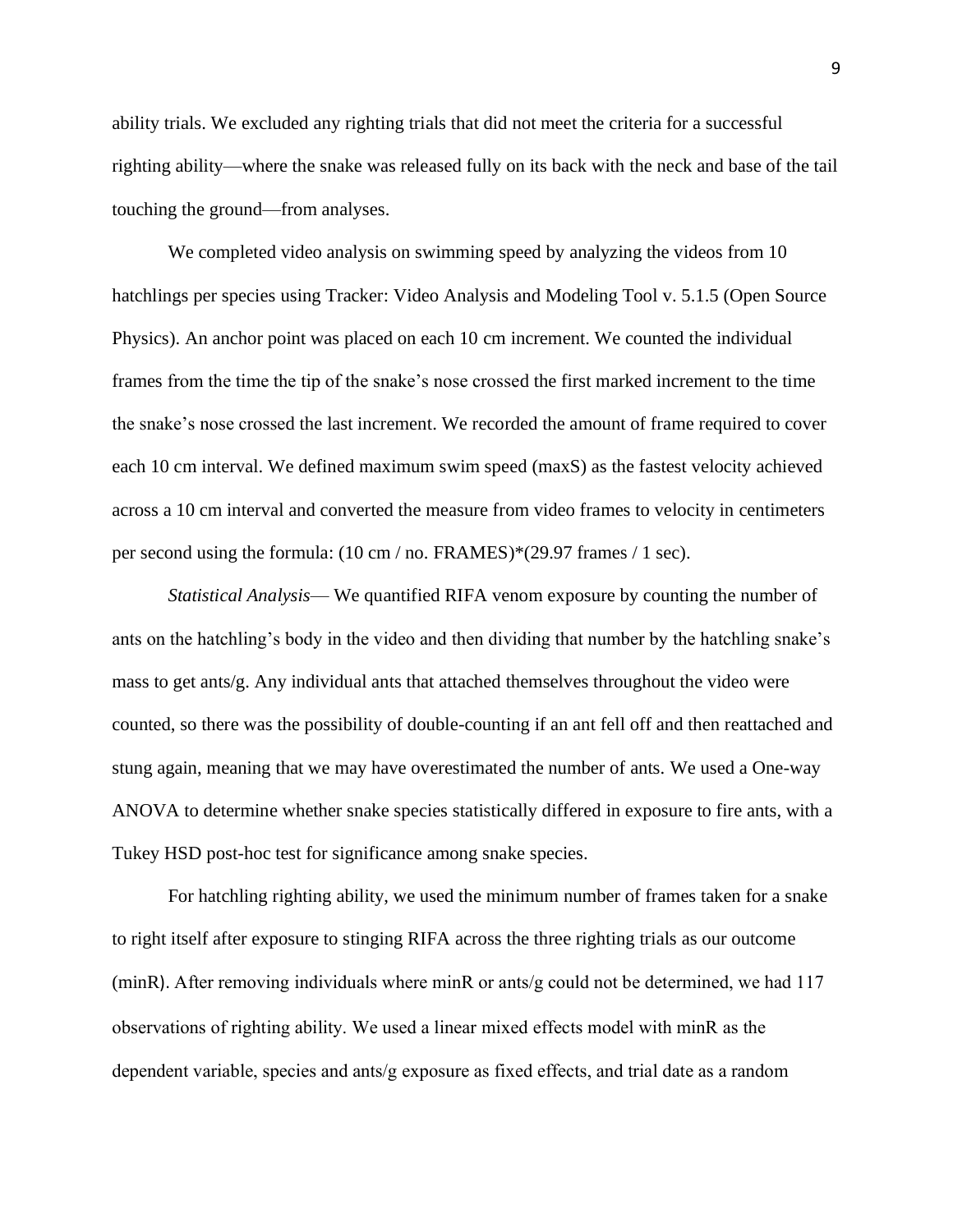ability trials. We excluded any righting trials that did not meet the criteria for a successful righting ability—where the snake was released fully on its back with the neck and base of the tail touching the ground—from analyses.

We completed video analysis on swimming speed by analyzing the videos from 10 hatchlings per species using Tracker: Video Analysis and Modeling Tool v. 5.1.5 (Open Source Physics). An anchor point was placed on each 10 cm increment. We counted the individual frames from the time the tip of the snake's nose crossed the first marked increment to the time the snake's nose crossed the last increment. We recorded the amount of frame required to cover each 10 cm interval. We defined maximum swim speed (maxS) as the fastest velocity achieved across a 10 cm interval and converted the measure from video frames to velocity in centimeters per second using the formula: (10 cm / no. FRAMES)*(29.97 frames / 1 sec).

*Statistical Analysis*— We quantified RIFA venom exposure by counting the number of ants on the hatchling's body in the video and then dividing that number by the hatchling snake's mass to get ants/g. Any individual ants that attached themselves throughout the video were counted, so there was the possibility of double-counting if an ant fell off and then reattached and stung again, meaning that we may have overestimated the number of ants. We used a One-way ANOVA to determine whether snake species statistically differed in exposure to fire ants, with a Tukey HSD post-hoc test for significance among snake species.

For hatchling righting ability, we used the minimum number of frames taken for a snake to right itself after exposure to stinging RIFA across the three righting trials as our outcome (minR). After removing individuals where minR or ants/g could not be determined, we had 117 observations of righting ability. We used a linear mixed effects model with minR as the dependent variable, species and ants/g exposure as fixed effects, and trial date as a random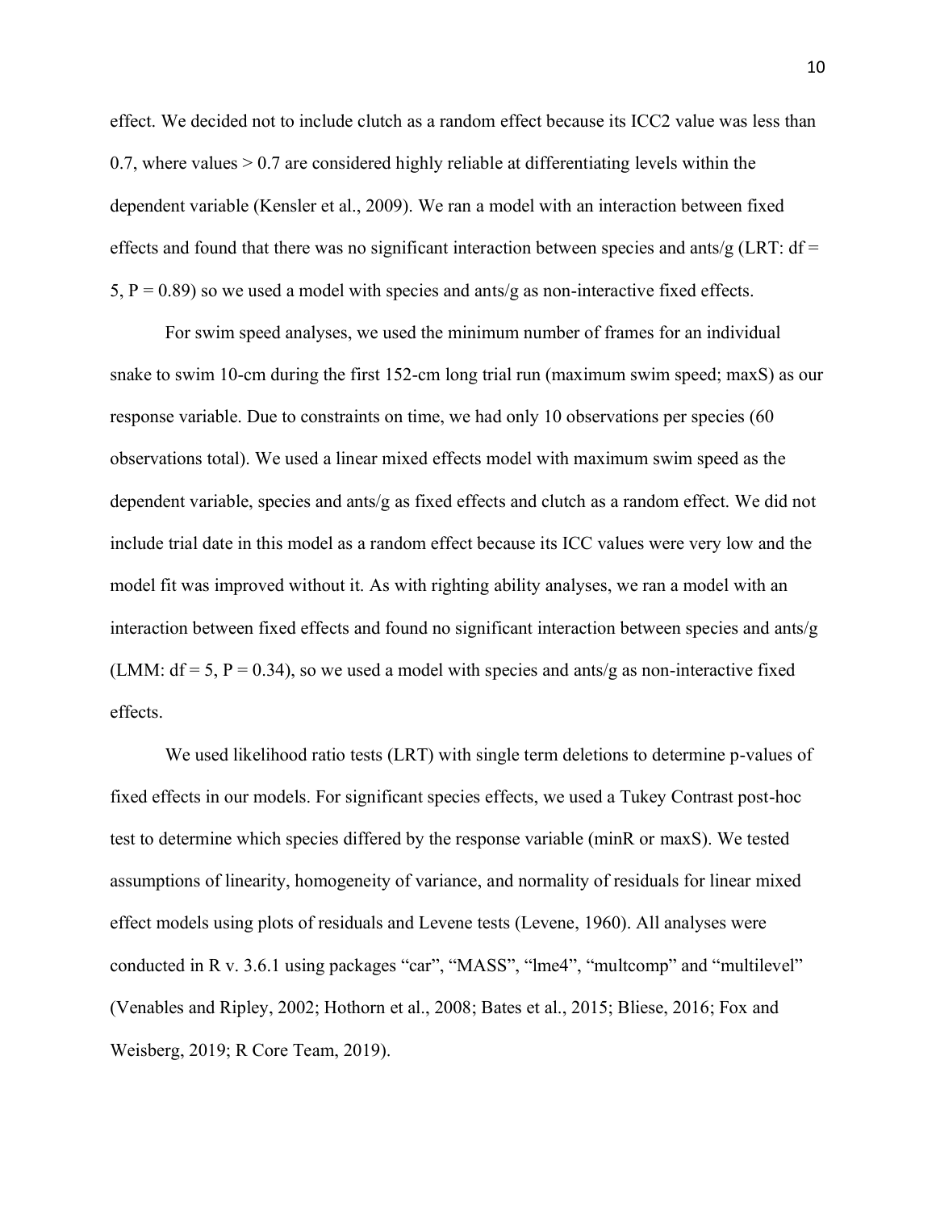effect. We decided not to include clutch as a random effect because its ICC2 value was less than 0.7, where values > 0.7 are considered highly reliable at differentiating levels within the dependent variable (Kensler et al., 2009). We ran a model with an interaction between fixed effects and found that there was no significant interaction between species and ants/g (LRT: df = 5, P = 0.89) so we used a model with species and ants/g as non-interactive fixed effects.

For swim speed analyses, we used the minimum number of frames for an individual snake to swim 10-cm during the first 152-cm long trial run (maximum swim speed; maxS) as our response variable. Due to constraints on time, we had only 10 observations per species (60 observations total). We used a linear mixed effects model with maximum swim speed as the dependent variable, species and ants/g as fixed effects and clutch as a random effect. We did not include trial date in this model as a random effect because its ICC values were very low and the model fit was improved without it. As with righting ability analyses, we ran a model with an interaction between fixed effects and found no significant interaction between species and ants/g (LMM: df = 5, P = 0.34), so we used a model with species and ants/g as non-interactive fixed effects.

We used likelihood ratio tests (LRT) with single term deletions to determine p-values of fixed effects in our models. For significant species effects, we used a Tukey Contrast post-hoc test to determine which species differed by the response variable (minR or maxS). We tested assumptions of linearity, homogeneity of variance, and normality of residuals for linear mixed effect models using plots of residuals and Levene tests (Levene, 1960). All analyses were conducted in R v. 3.6.1 using packages "car", "MASS", "lme4", "multcomp" and "multilevel" (Venables and Ripley, 2002; Hothorn et al., 2008; Bates et al., 2015; Bliese, 2016; Fox and Weisberg, 2019; R Core Team, 2019).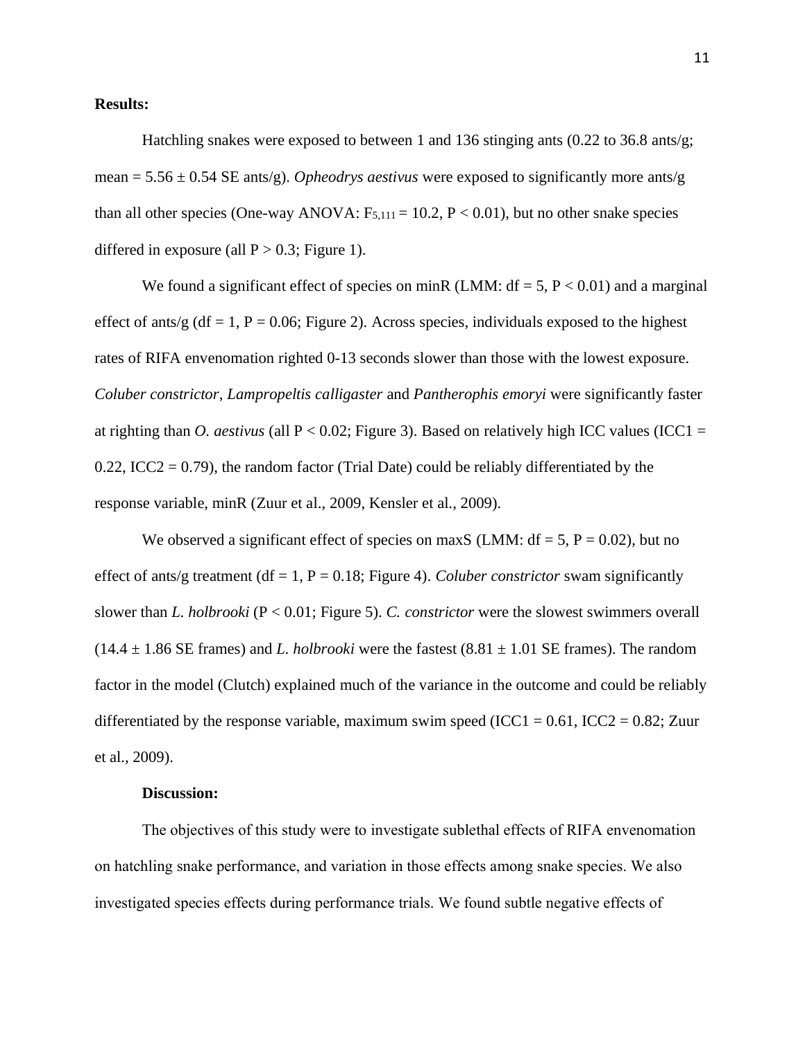**Results:**

Hatchling snakes were exposed to between 1 and 136 stinging ants (0.22 to 36.8 ants/g; mean = 5.56 ± 0.54 SE ants/g). *Opheodrys aestivus* were exposed to significantly more ants/g than all other species (One-way ANOVA: $F_{5,111} = 10.2$, $P < 0.01$), but no other snake species differed in exposure (all $P > 0.3$; Figure 1).

We found a significant effect of species on minR (LMM: df = 5, $P < 0.01$) and a marginal effect of ants/g (df = 1, $P = 0.06$; Figure 2). Across species, individuals exposed to the highest rates of RIFA envenomation righted 0-13 seconds slower than those with the lowest exposure. *Coluber constrictor*, *Lampropeltis calligaster* and *Pantherophis emoryi* were significantly faster at righting than *O. aestivus* (all $P < 0.02$; Figure 3). Based on relatively high ICC values (ICC1 = 0.22, ICC2 = 0.79), the random factor (Trial Date) could be reliably differentiated by the response variable, minR (Zuur et al., 2009, Kensler et al., 2009).

We observed a significant effect of species on maxS (LMM: df = 5, $P = 0.02$), but no effect of ants/g treatment (df = 1, $P = 0.18$; Figure 4). *Coluber constrictor* swam significantly slower than *L. holbrooki* ($P < 0.01$; Figure 5). *C. constrictor* were the slowest swimmers overall (14.4 ± 1.86 SE frames) and *L. holbrooki* were the fastest (8.81 ± 1.01 SE frames). The random factor in the model (Clutch) explained much of the variance in the outcome and could be reliably differentiated by the response variable, maximum swim speed (ICC1 = 0.61, ICC2 = 0.82; Zuur et al., 2009).

**Discussion:**

The objectives of this study were to investigate sublethal effects of RIFA envenomation on hatchling snake performance, and variation in those effects among snake species. We also investigated species effects during performance trials. We found subtle negative effects of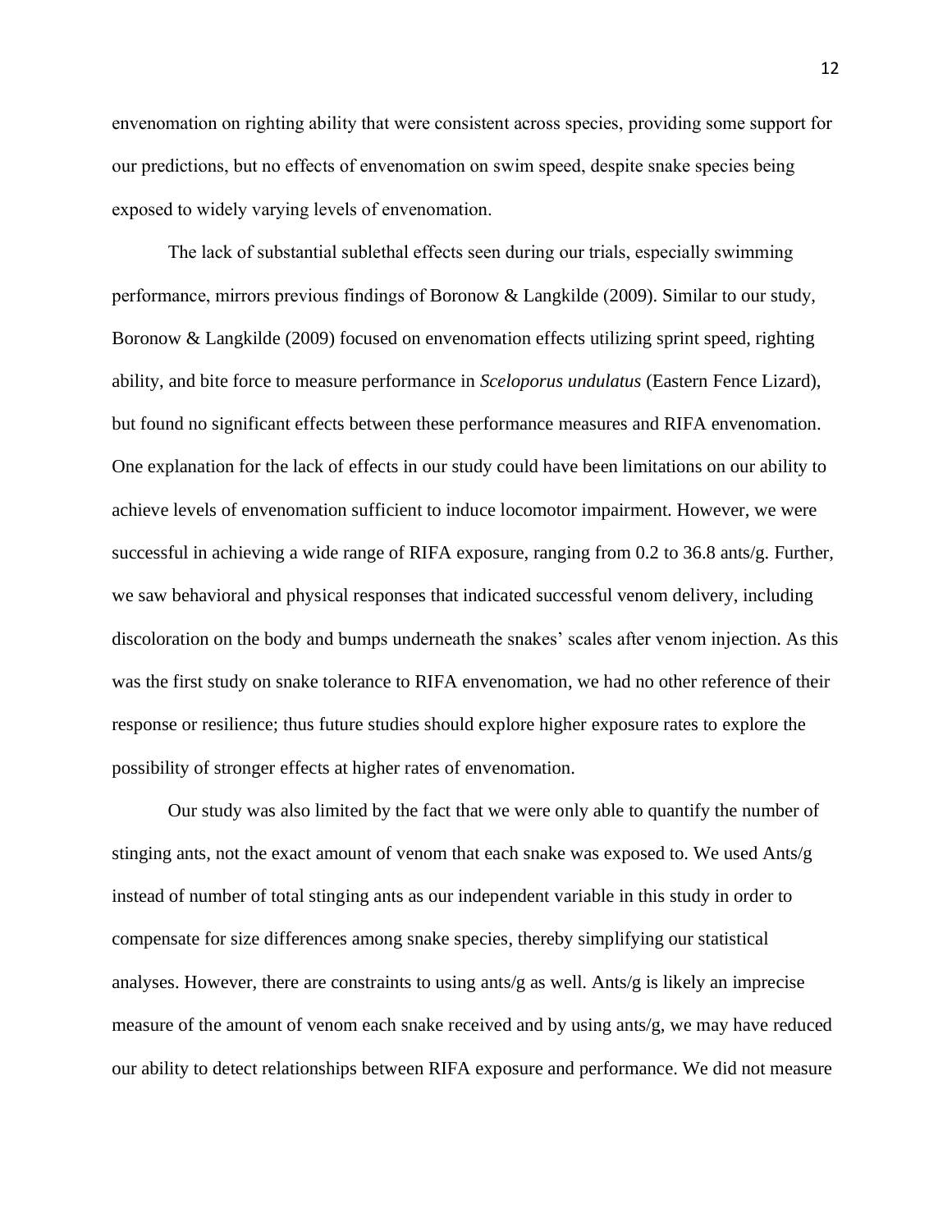envenomation on righting ability that were consistent across species, providing some support for our predictions, but no effects of envenomation on swim speed, despite snake species being exposed to widely varying levels of envenomation.

The lack of substantial sublethal effects seen during our trials, especially swimming performance, mirrors previous findings of Boronow & Langkilde (2009). Similar to our study, Boronow & Langkilde (2009) focused on envenomation effects utilizing sprint speed, righting ability, and bite force to measure performance in *Sceloporus undulatus* (Eastern Fence Lizard), but found no significant effects between these performance measures and RIFA envenomation. One explanation for the lack of effects in our study could have been limitations on our ability to achieve levels of envenomation sufficient to induce locomotor impairment. However, we were successful in achieving a wide range of RIFA exposure, ranging from 0.2 to 36.8 ants/g. Further, we saw behavioral and physical responses that indicated successful venom delivery, including discoloration on the body and bumps underneath the snakes' scales after venom injection. As this was the first study on snake tolerance to RIFA envenomation, we had no other reference of their response or resilience; thus future studies should explore higher exposure rates to explore the possibility of stronger effects at higher rates of envenomation.

Our study was also limited by the fact that we were only able to quantify the number of stinging ants, not the exact amount of venom that each snake was exposed to. We used Ants/g instead of number of total stinging ants as our independent variable in this study in order to compensate for size differences among snake species, thereby simplifying our statistical analyses. However, there are constraints to using ants/g as well. Ants/g is likely an imprecise measure of the amount of venom each snake received and by using ants/g, we may have reduced our ability to detect relationships between RIFA exposure and performance. We did not measure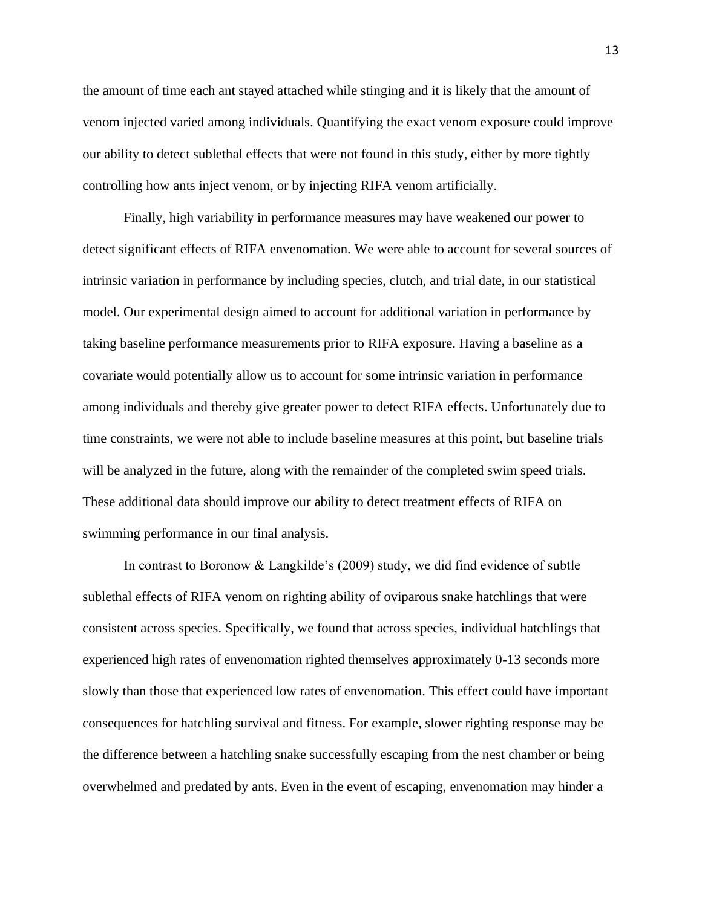the amount of time each ant stayed attached while stinging and it is likely that the amount of venom injected varied among individuals. Quantifying the exact venom exposure could improve our ability to detect sublethal effects that were not found in this study, either by more tightly controlling how ants inject venom, or by injecting RIFA venom artificially.

Finally, high variability in performance measures may have weakened our power to detect significant effects of RIFA envenomation. We were able to account for several sources of intrinsic variation in performance by including species, clutch, and trial date, in our statistical model. Our experimental design aimed to account for additional variation in performance by taking baseline performance measurements prior to RIFA exposure. Having a baseline as a covariate would potentially allow us to account for some intrinsic variation in performance among individuals and thereby give greater power to detect RIFA effects. Unfortunately due to time constraints, we were not able to include baseline measures at this point, but baseline trials will be analyzed in the future, along with the remainder of the completed swim speed trials. These additional data should improve our ability to detect treatment effects of RIFA on swimming performance in our final analysis.

In contrast to Boronow & Langkilde's (2009) study, we did find evidence of subtle sublethal effects of RIFA venom on righting ability of oviparous snake hatchlings that were consistent across species. Specifically, we found that across species, individual hatchlings that experienced high rates of envenomation righted themselves approximately 0-13 seconds more slowly than those that experienced low rates of envenomation. This effect could have important consequences for hatchling survival and fitness. For example, slower righting response may be the difference between a hatchling snake successfully escaping from the nest chamber or being overwhelmed and predated by ants. Even in the event of escaping, envenomation may hinder a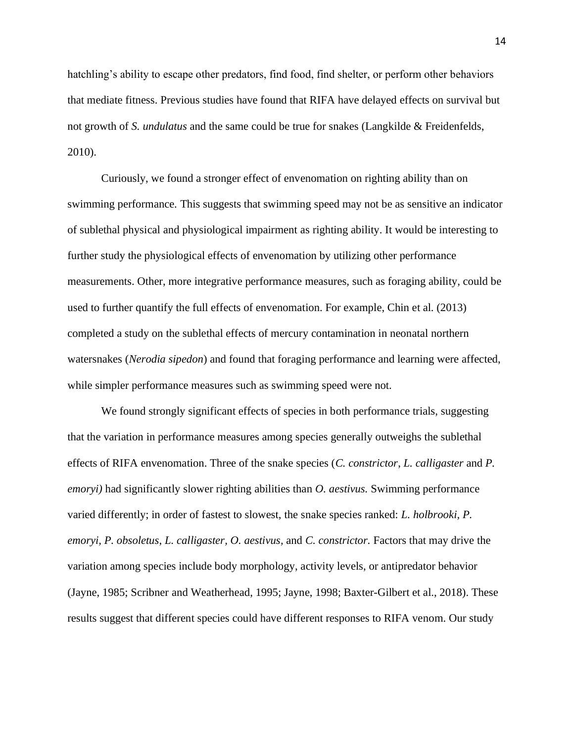hatchling's ability to escape other predators, find food, find shelter, or perform other behaviors that mediate fitness. Previous studies have found that RIFA have delayed effects on survival but not growth of *S. undulatus* and the same could be true for snakes (Langkilde & Freidenfelds, 2010).

Curiously, we found a stronger effect of envenomation on righting ability than on swimming performance. This suggests that swimming speed may not be as sensitive an indicator of sublethal physical and physiological impairment as righting ability. It would be interesting to further study the physiological effects of envenomation by utilizing other performance measurements. Other, more integrative performance measures, such as foraging ability, could be used to further quantify the full effects of envenomation. For example, Chin et al. (2013) completed a study on the sublethal effects of mercury contamination in neonatal northern watersnakes (*Nerodia sipedon*) and found that foraging performance and learning were affected, while simpler performance measures such as swimming speed were not.

We found strongly significant effects of species in both performance trials, suggesting that the variation in performance measures among species generally outweighs the sublethal effects of RIFA envenomation. Three of the snake species (*C. constrictor, L. calligaster* and *P. emoryi)* had significantly slower righting abilities than *O. aestivus.* Swimming performance varied differently; in order of fastest to slowest, the snake species ranked: *L. holbrooki, P. emoryi, P. obsoletus*, *L. calligaster, O. aestivus*, and *C. constrictor.* Factors that may drive the variation among species include body morphology, activity levels, or antipredator behavior (Jayne, 1985; Scribner and Weatherhead, 1995; Jayne, 1998; Baxter-Gilbert et al., 2018). These results suggest that different species could have different responses to RIFA venom. Our study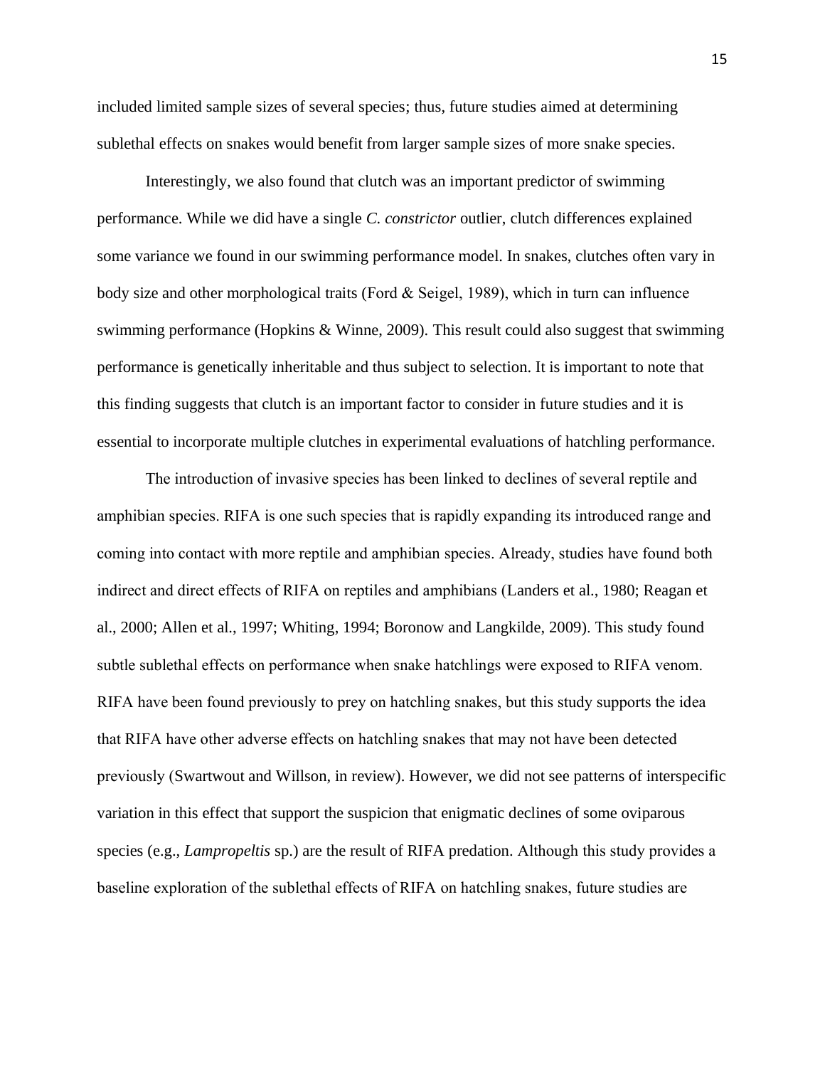included limited sample sizes of several species; thus, future studies aimed at determining sublethal effects on snakes would benefit from larger sample sizes of more snake species.

Interestingly, we also found that clutch was an important predictor of swimming performance. While we did have a single *C. constrictor* outlier, clutch differences explained some variance we found in our swimming performance model. In snakes, clutches often vary in body size and other morphological traits (Ford & Seigel, 1989), which in turn can influence swimming performance (Hopkins & Winne, 2009). This result could also suggest that swimming performance is genetically inheritable and thus subject to selection. It is important to note that this finding suggests that clutch is an important factor to consider in future studies and it is essential to incorporate multiple clutches in experimental evaluations of hatchling performance.

The introduction of invasive species has been linked to declines of several reptile and amphibian species. RIFA is one such species that is rapidly expanding its introduced range and coming into contact with more reptile and amphibian species. Already, studies have found both indirect and direct effects of RIFA on reptiles and amphibians (Landers et al., 1980; Reagan et al., 2000; Allen et al., 1997; Whiting, 1994; Boronow and Langkilde, 2009). This study found subtle sublethal effects on performance when snake hatchlings were exposed to RIFA venom. RIFA have been found previously to prey on hatchling snakes, but this study supports the idea that RIFA have other adverse effects on hatchling snakes that may not have been detected previously (Swartwout and Willson, in review). However, we did not see patterns of interspecific variation in this effect that support the suspicion that enigmatic declines of some oviparous species (e.g., *Lampropeltis* sp.) are the result of RIFA predation. Although this study provides a baseline exploration of the sublethal effects of RIFA on hatchling snakes, future studies are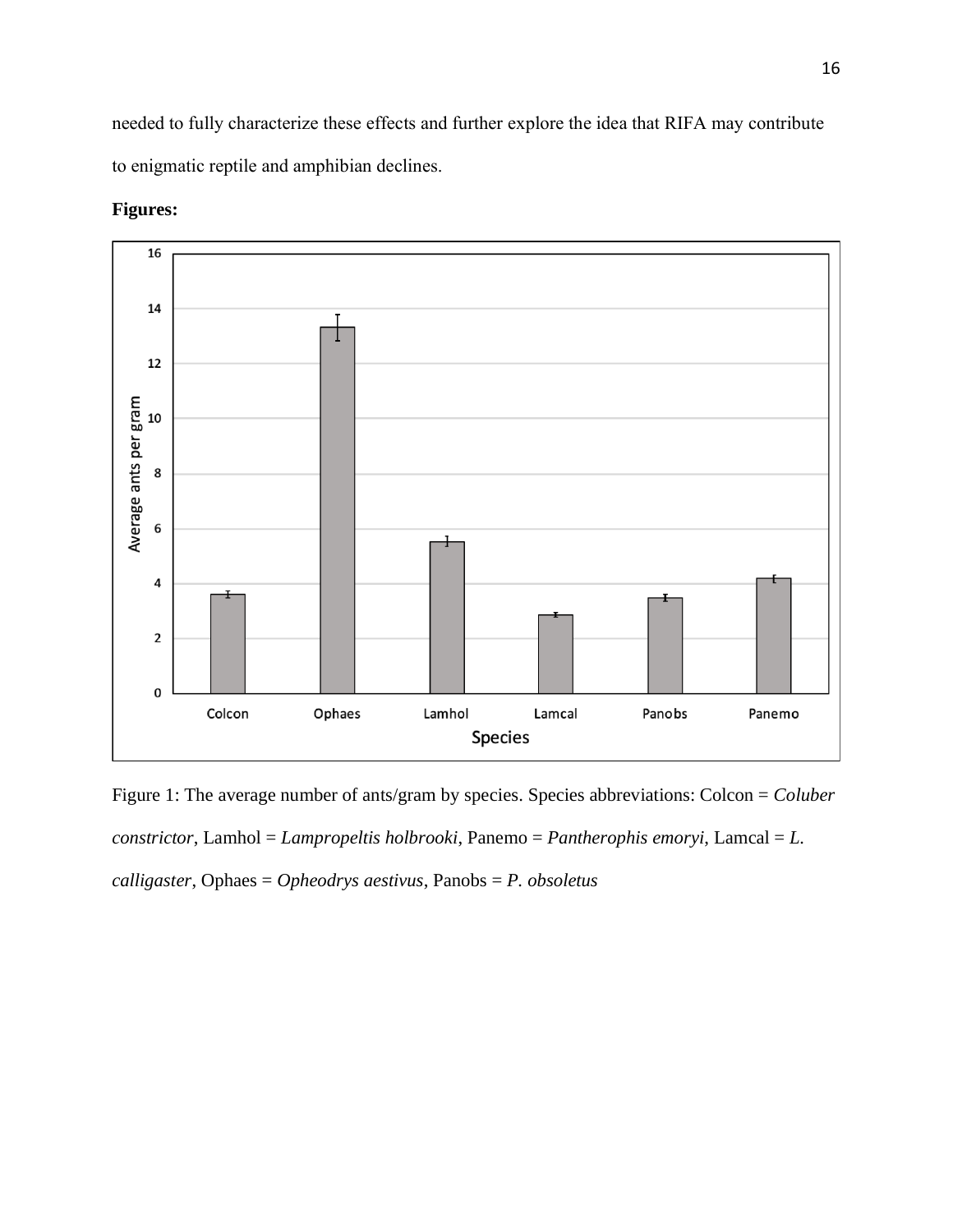needed to fully characterize these effects and further explore the idea that RIFA may contribute to enigmatic reptile and amphibian declines.

**Figures:**

Figure 1: The average number of ants/gram by species. Species abbreviations: Colcon = *Coluber constrictor*, Lamhol = *Lampropeltis holbrooki*, Panemo = *Pantherophis emoryi*, Lamcal = *L. calligaster*, Ophaes = *Opheodrys aestivus*, Panobs = *P. obsoletus*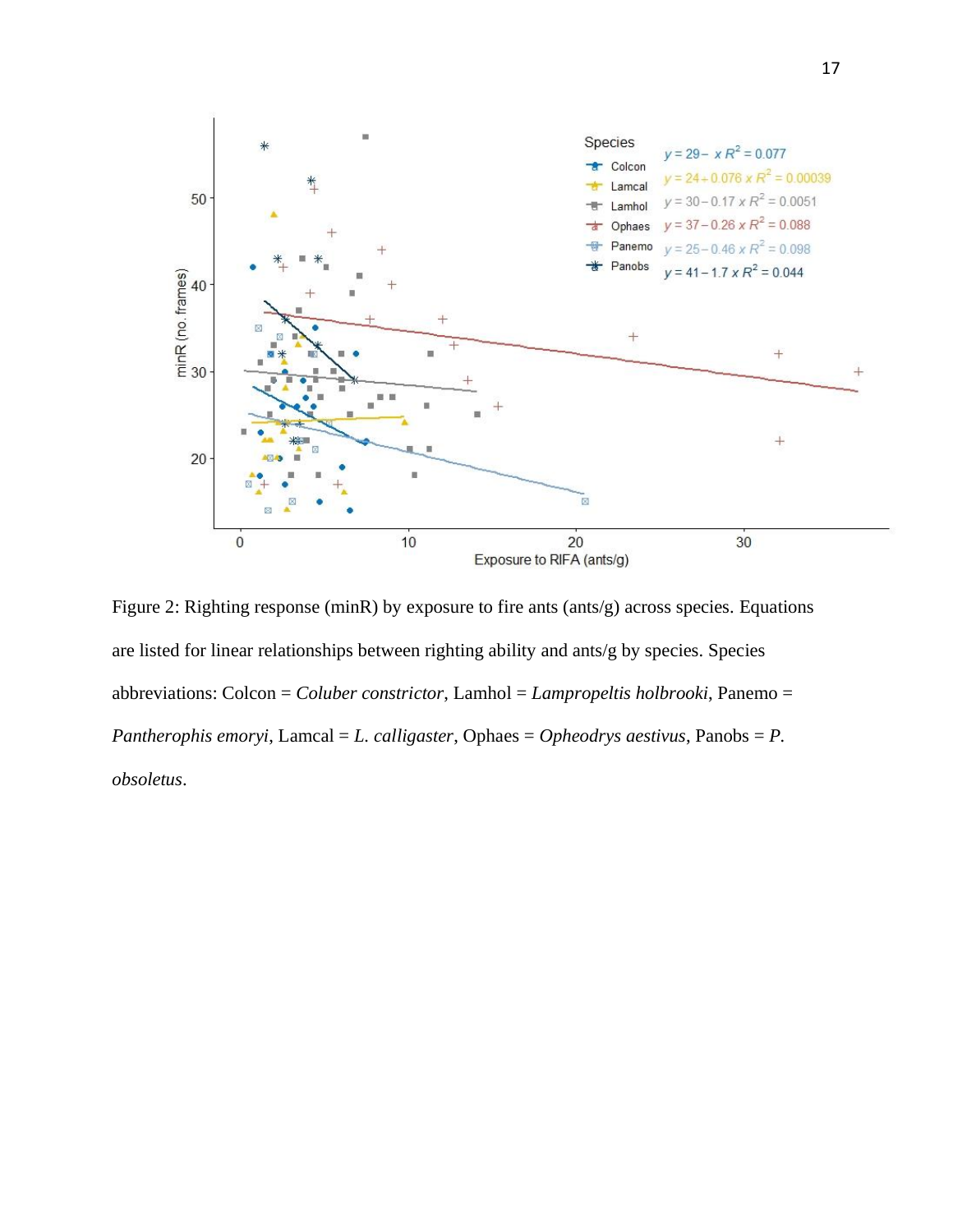Figure 2: Righting response (minR) by exposure to fire ants (ants/g) across species. Equations are listed for linear relationships between righting ability and ants/g by species. Species abbreviations: Colcon = *Coluber constrictor*, Lamhol = *Lampropeltis holbrooki*, Panemo = *Pantherophis emoryi*, Lamcal = *L. calligaster*, Ophaes = *Opheodrys aestivus*, Panobs = *P. obsoletus*.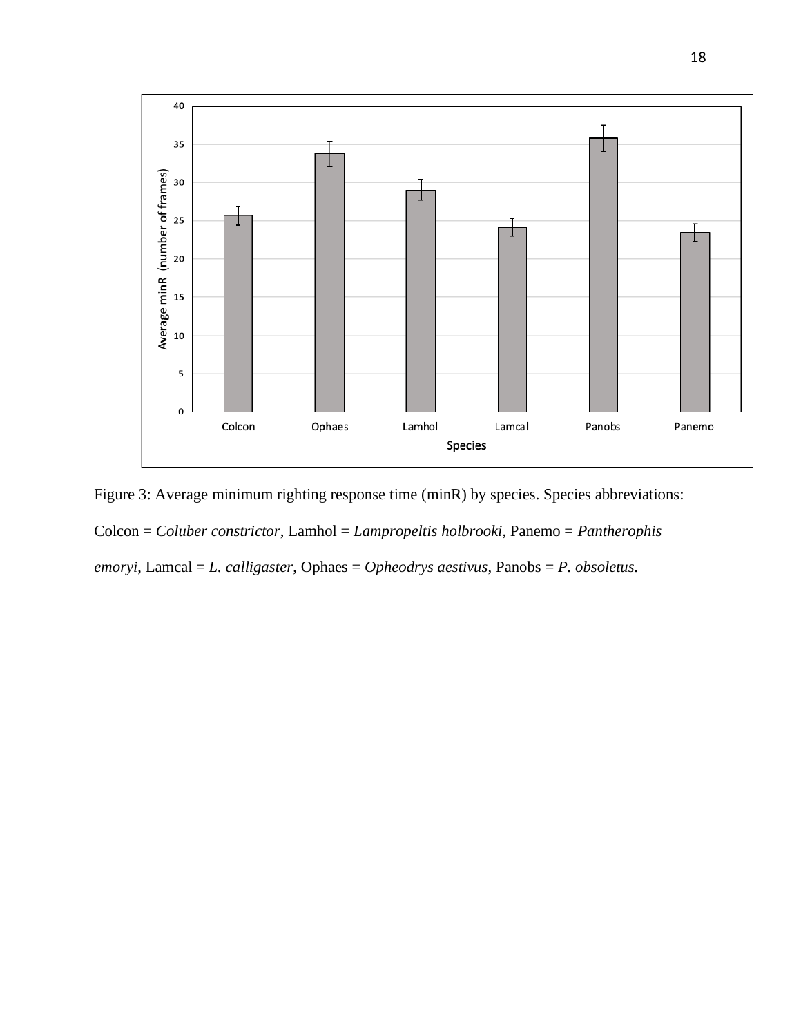Figure 3: Average minimum righting response time (minR) by species. Species abbreviations: Colcon = *Coluber constrictor*, Lamhol = *Lampropeltis holbrooki*, Panemo = *Pantherophis emoryi*, Lamcal = *L. calligaster*, Ophaes = *Opheodrys aestivus*, Panobs = *P. obsoletus.*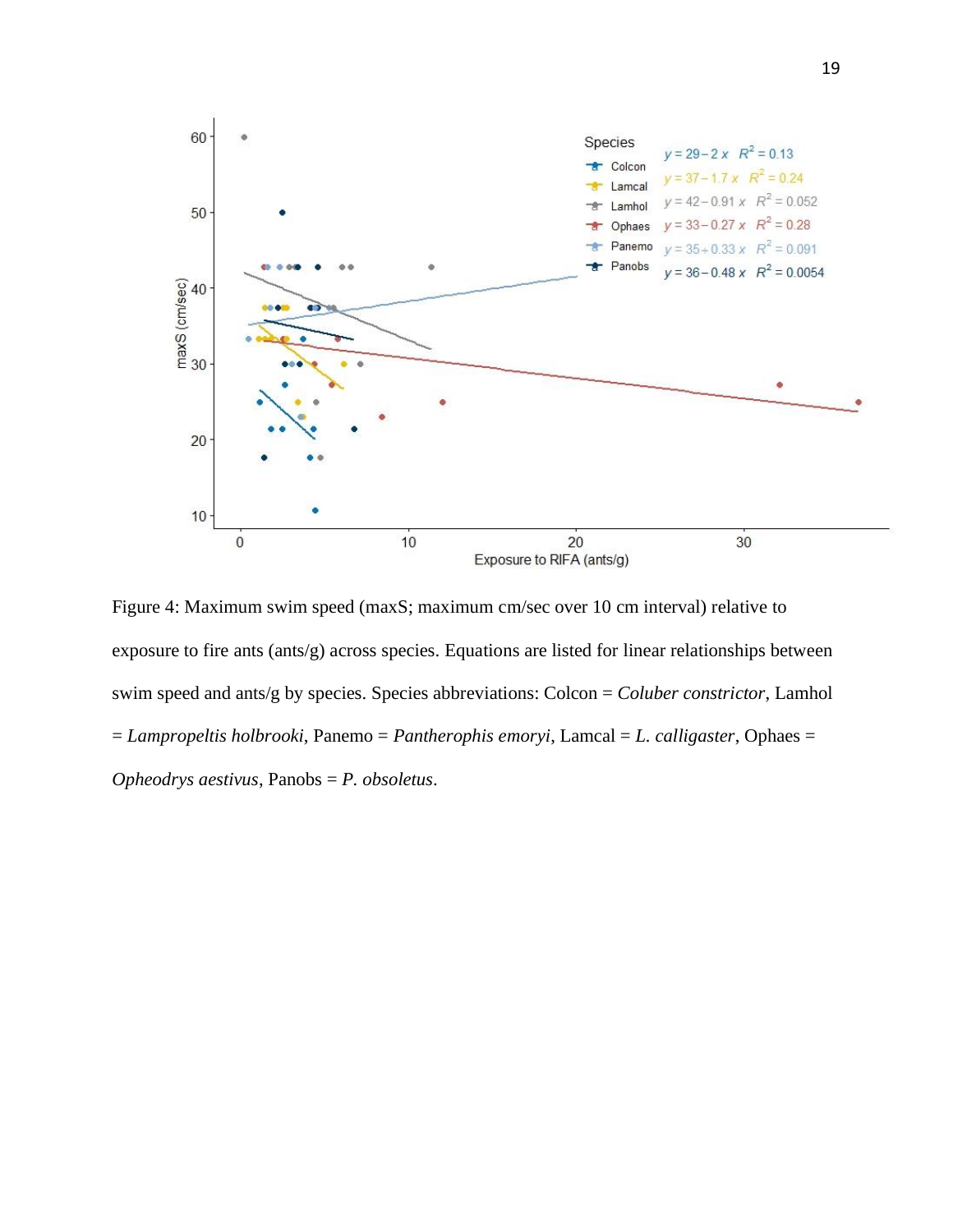Figure 4: Maximum swim speed (maxS; maximum cm/sec over 10 cm interval) relative to exposure to fire ants (ants/g) across species. Equations are listed for linear relationships between swim speed and ants/g by species. Species abbreviations: Colcon = *Coluber constrictor*, Lamhol = *Lampropeltis holbrooki*, Panemo = *Pantherophis emoryi*, Lamcal = *L. calligaster*, Ophaes = *Opheodrys aestivus*, Panobs = *P. obsoletus*.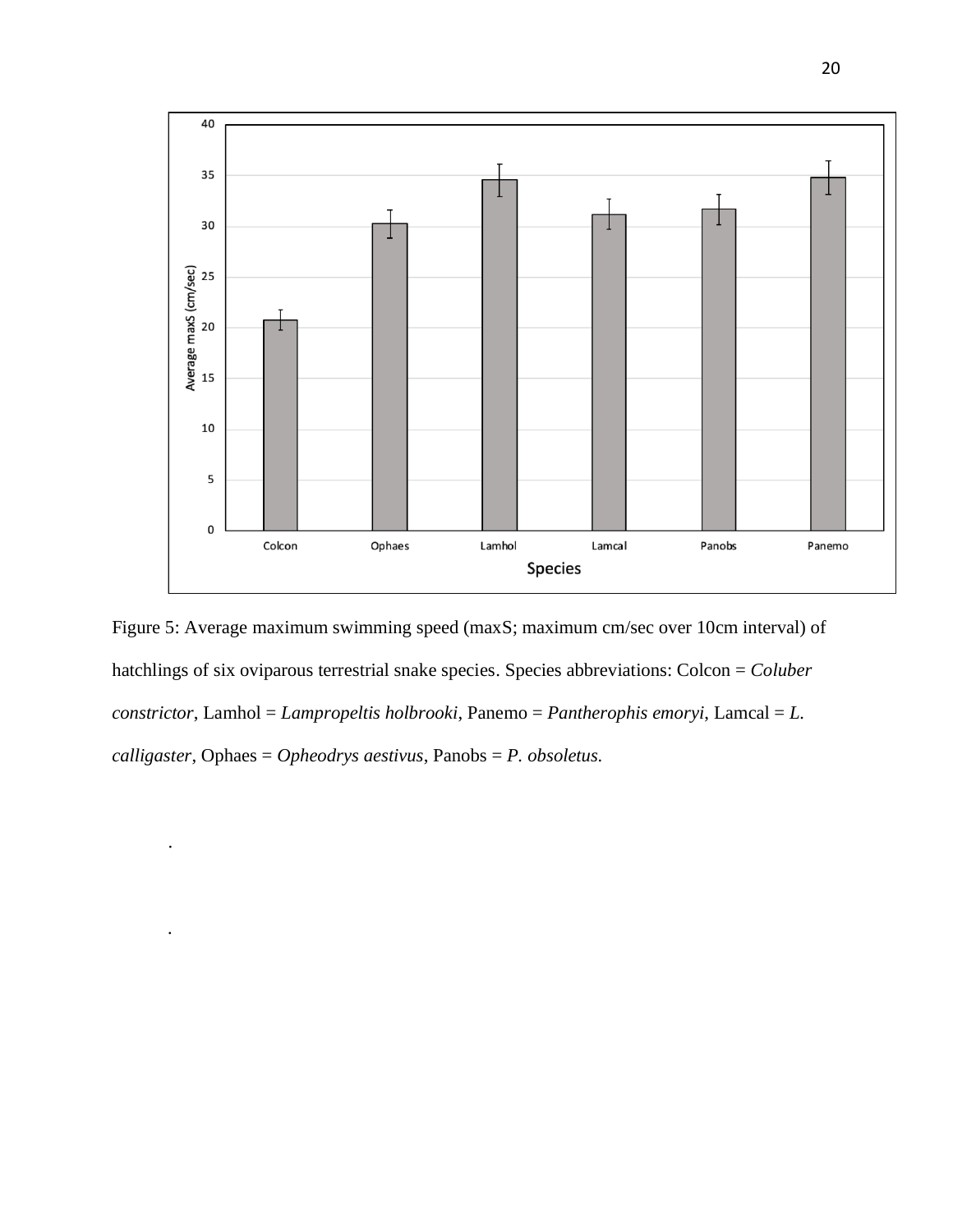Figure 5: Average maximum swimming speed (maxS; maximum cm/sec over 10cm interval) of hatchlings of six oviparous terrestrial snake species. Species abbreviations: Colcon = *Coluber constrictor*, Lamhol = *Lampropeltis holbrooki*, Panemo = *Pantherophis emoryi*, Lamcal = *L. calligaster*, Ophaes = *Opheodrys aestivus*, Panobs = *P. obsoletus.*

.

.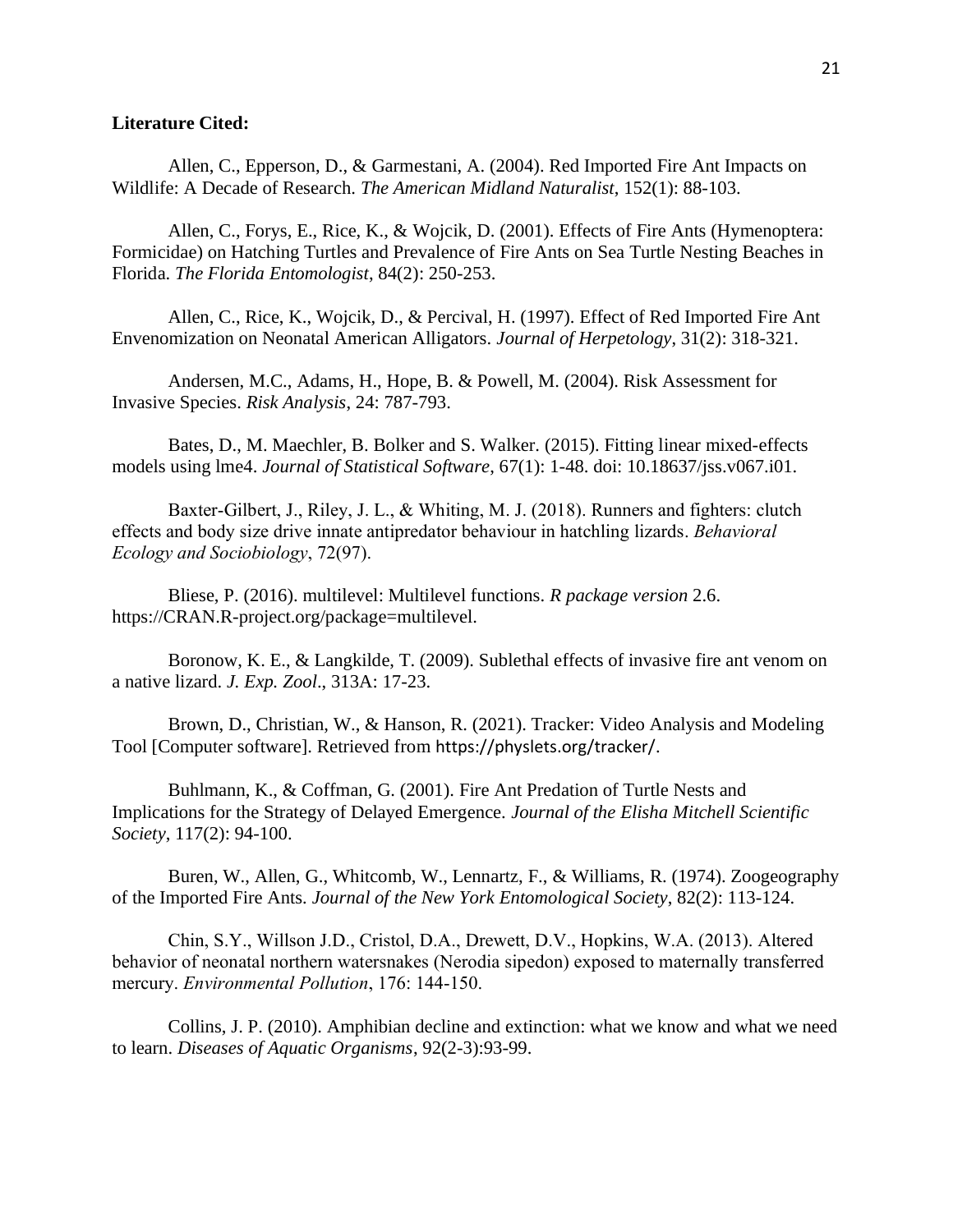**Literature Cited:**

Allen, C., Epperson, D., & Garmestani, A. (2004). Red Imported Fire Ant Impacts on Wildlife: A Decade of Research. *The American Midland Naturalist*, 152(1): 88-103.

Allen, C., Forys, E., Rice, K., & Wojcik, D. (2001). Effects of Fire Ants (Hymenoptera: Formicidae) on Hatching Turtles and Prevalence of Fire Ants on Sea Turtle Nesting Beaches in Florida. *The Florida Entomologist*, 84(2): 250-253.

Allen, C., Rice, K., Wojcik, D., & Percival, H. (1997). Effect of Red Imported Fire Ant Envenomization on Neonatal American Alligators. *Journal of Herpetology*, 31(2): 318-321.

Andersen, M.C., Adams, H., Hope, B. & Powell, M. (2004). Risk Assessment for Invasive Species. *Risk Analysis*, 24: 787-793.

Bates, D., M. Maechler, B. Bolker and S. Walker. (2015). Fitting linear mixed-effects models using lme4. *Journal of Statistical Software*, 67(1): 1-48. doi: 10.18637/jss.v067.i01.

Baxter-Gilbert, J., Riley, J. L., & Whiting, M. J. (2018). Runners and fighters: clutch effects and body size drive innate antipredator behaviour in hatchling lizards. *Behavioral Ecology and Sociobiology*, 72(97).

Bliese, P. (2016). multilevel: Multilevel functions. *R package version* 2.6. https://CRAN.R-project.org/package=multilevel.

Boronow, K. E., & Langkilde, T. (2009). Sublethal effects of invasive fire ant venom on a native lizard. *J. Exp. Zool*., 313A: 17-23.

Brown, D., Christian, W., & Hanson, R. (2021). Tracker: Video Analysis and Modeling Tool [Computer software]. Retrieved from https://physlets.org/tracker/.

Buhlmann, K., & Coffman, G. (2001). Fire Ant Predation of Turtle Nests and Implications for the Strategy of Delayed Emergence. *Journal of the Elisha Mitchell Scientific Society*, 117(2): 94-100.

Buren, W., Allen, G., Whitcomb, W., Lennartz, F., & Williams, R. (1974). Zoogeography of the Imported Fire Ants. *Journal of the New York Entomological Society*, 82(2): 113-124.

Chin, S.Y., Willson J.D., Cristol, D.A., Drewett, D.V., Hopkins, W.A. (2013). Altered behavior of neonatal northern watersnakes (Nerodia sipedon) exposed to maternally transferred mercury. *Environmental Pollution*, 176: 144-150.

Collins, J. P. (2010). Amphibian decline and extinction: what we know and what we need to learn. *Diseases of Aquatic Organisms*, 92(2-3):93-99.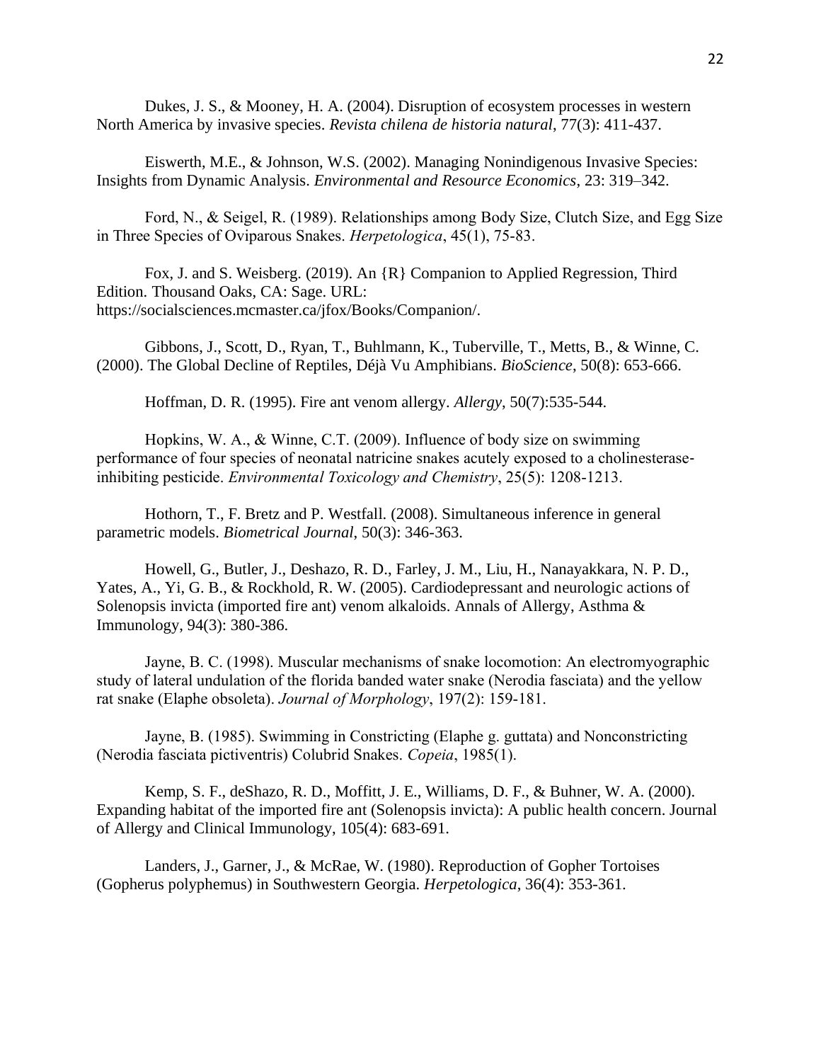Dukes, J. S., & Mooney, H. A. (2004). Disruption of ecosystem processes in western North America by invasive species. *Revista chilena de historia natural*, 77(3): 411-437.

Eiswerth, M.E., & Johnson, W.S. (2002). Managing Nonindigenous Invasive Species: Insights from Dynamic Analysis. *Environmental and Resource Economics*, 23: 319–342.

Ford, N., & Seigel, R. (1989). Relationships among Body Size, Clutch Size, and Egg Size in Three Species of Oviparous Snakes. *Herpetologica*, 45(1), 75-83.

Fox, J. and S. Weisberg. (2019). An {R} Companion to Applied Regression, Third Edition. Thousand Oaks, CA: Sage. URL: https://socialsciences.mcmaster.ca/jfox/Books/Companion/.

Gibbons, J., Scott, D., Ryan, T., Buhlmann, K., Tuberville, T., Metts, B., & Winne, C. (2000). The Global Decline of Reptiles, Déjà Vu Amphibians. *BioScience*, 50(8): 653-666.

Hoffman, D. R. (1995). Fire ant venom allergy. *Allergy*, 50(7):535-544.

Hopkins, W. A., & Winne, C.T. (2009). Influence of body size on swimming performance of four species of neonatal natricine snakes acutely exposed to a cholinesterase-inhibiting pesticide. *Environmental Toxicology and Chemistry*, 25(5): 1208-1213.

Hothorn, T., F. Bretz and P. Westfall. (2008). Simultaneous inference in general parametric models. *Biometrical Journal*, 50(3): 346-363.

Howell, G., Butler, J., Deshazo, R. D., Farley, J. M., Liu, H., Nanayakkara, N. P. D., Yates, A., Yi, G. B., & Rockhold, R. W. (2005). Cardiodepressant and neurologic actions of Solenopsis invicta (imported fire ant) venom alkaloids. Annals of Allergy, Asthma & Immunology, 94(3): 380-386.

Jayne, B. C. (1998). Muscular mechanisms of snake locomotion: An electromyographic study of lateral undulation of the florida banded water snake (Nerodia fasciata) and the yellow rat snake (Elaphe obsoleta). *Journal of Morphology*, 197(2): 159-181.

Jayne, B. (1985). Swimming in Constricting (Elaphe g. guttata) and Nonconstricting (Nerodia fasciata pictiventris) Colubrid Snakes. *Copeia*, 1985(1).

Kemp, S. F., deShazo, R. D., Moffitt, J. E., Williams, D. F., & Buhner, W. A. (2000). Expanding habitat of the imported fire ant (Solenopsis invicta): A public health concern. Journal of Allergy and Clinical Immunology, 105(4): 683-691.

Landers, J., Garner, J., & McRae, W. (1980). Reproduction of Gopher Tortoises (Gopherus polyphemus) in Southwestern Georgia. *Herpetologica*, 36(4): 353-361.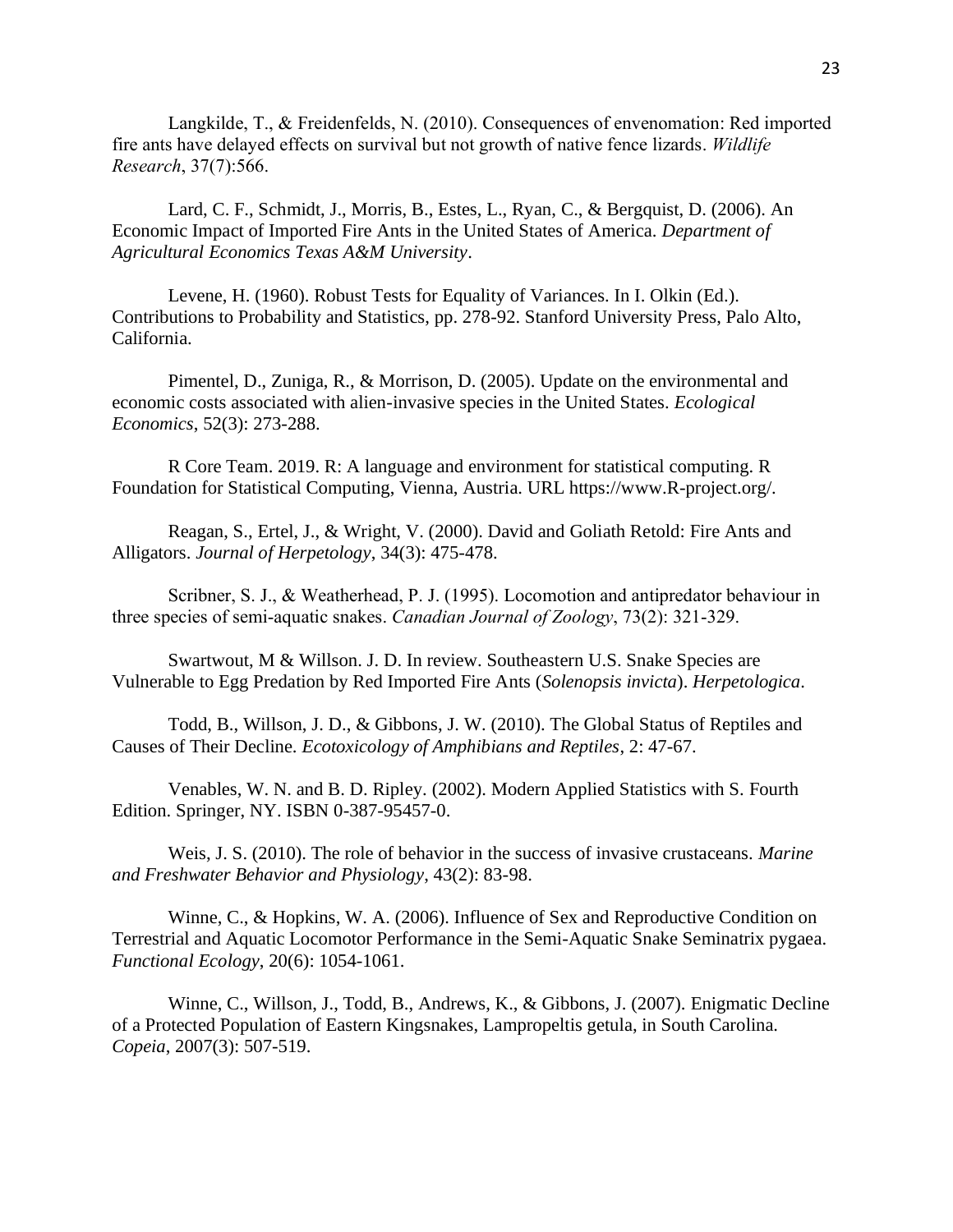Langkilde, T., & Freidenfelds, N. (2010). Consequences of envenomation: Red imported fire ants have delayed effects on survival but not growth of native fence lizards. *Wildlife Research*, 37(7):566.

Lard, C. F., Schmidt, J., Morris, B., Estes, L., Ryan, C., & Bergquist, D. (2006). An Economic Impact of Imported Fire Ants in the United States of America. *Department of Agricultural Economics Texas A&M University*.

Levene, H. (1960). Robust Tests for Equality of Variances. In I. Olkin (Ed.). Contributions to Probability and Statistics, pp. 278-92. Stanford University Press, Palo Alto, California.

Pimentel, D., Zuniga, R., & Morrison, D. (2005). Update on the environmental and economic costs associated with alien-invasive species in the United States. *Ecological Economics*, 52(3): 273-288.

R Core Team. 2019. R: A language and environment for statistical computing. R Foundation for Statistical Computing, Vienna, Austria. URL https://www.R-project.org/.

Reagan, S., Ertel, J., & Wright, V. (2000). David and Goliath Retold: Fire Ants and Alligators. *Journal of Herpetology*, 34(3): 475-478.

Scribner, S. J., & Weatherhead, P. J. (1995). Locomotion and antipredator behaviour in three species of semi-aquatic snakes. *Canadian Journal of Zoology*, 73(2): 321-329.

Swartwout, M & Willson. J. D. In review. Southeastern U.S. Snake Species are Vulnerable to Egg Predation by Red Imported Fire Ants (*Solenopsis invicta*). *Herpetologica*.

Todd, B., Willson, J. D., & Gibbons, J. W. (2010). The Global Status of Reptiles and Causes of Their Decline. *Ecotoxicology of Amphibians and Reptiles*, 2: 47-67.

Venables, W. N. and B. D. Ripley. (2002). Modern Applied Statistics with S. Fourth Edition. Springer, NY. ISBN 0-387-95457-0.

Weis, J. S. (2010). The role of behavior in the success of invasive crustaceans. *Marine and Freshwater Behavior and Physiology*, 43(2): 83-98.

Winne, C., & Hopkins, W. A. (2006). Influence of Sex and Reproductive Condition on Terrestrial and Aquatic Locomotor Performance in the Semi-Aquatic Snake Seminatrix pygaea. *Functional Ecology*, 20(6): 1054-1061.

Winne, C., Willson, J., Todd, B., Andrews, K., & Gibbons, J. (2007). Enigmatic Decline of a Protected Population of Eastern Kingsnakes, Lampropeltis getula, in South Carolina. *Copeia*, 2007(3): 507-519.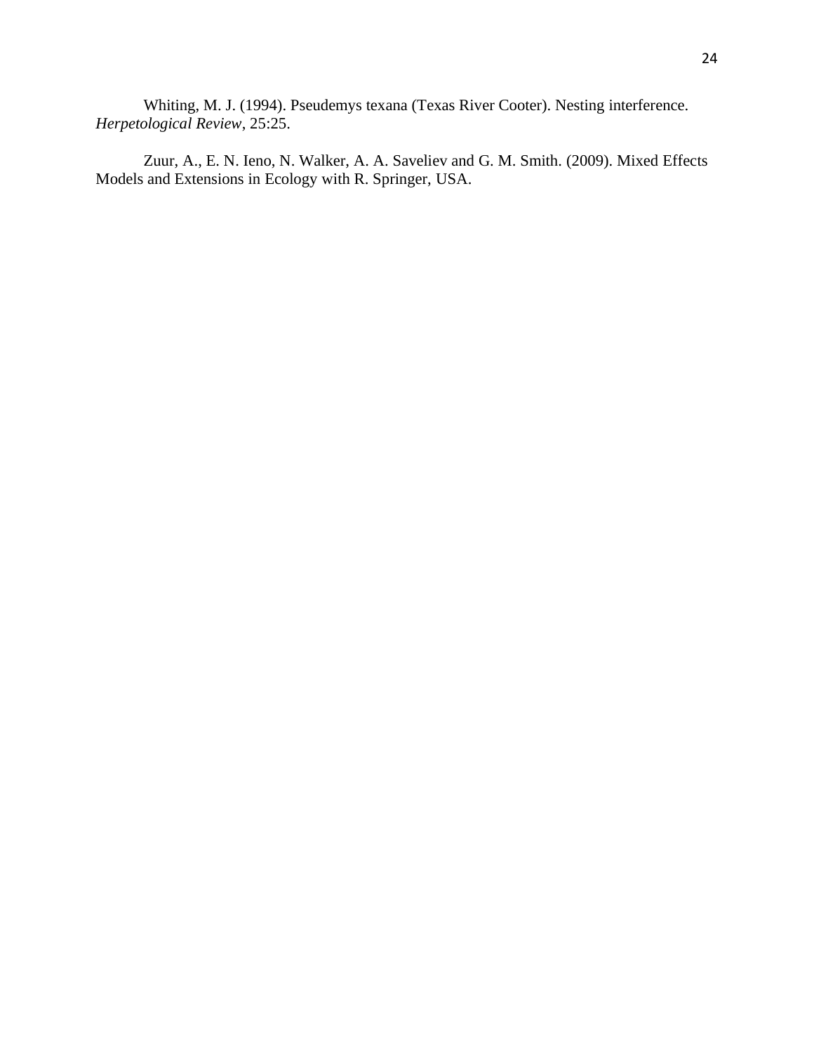Whiting, M. J. (1994). Pseudemys texana (Texas River Cooter). Nesting interference. *Herpetological Review*, 25:25.

Zuur, A., E. N. Ieno, N. Walker, A. A. Saveliev and G. M. Smith. (2009). Mixed Effects Models and Extensions in Ecology with R. Springer, USA.